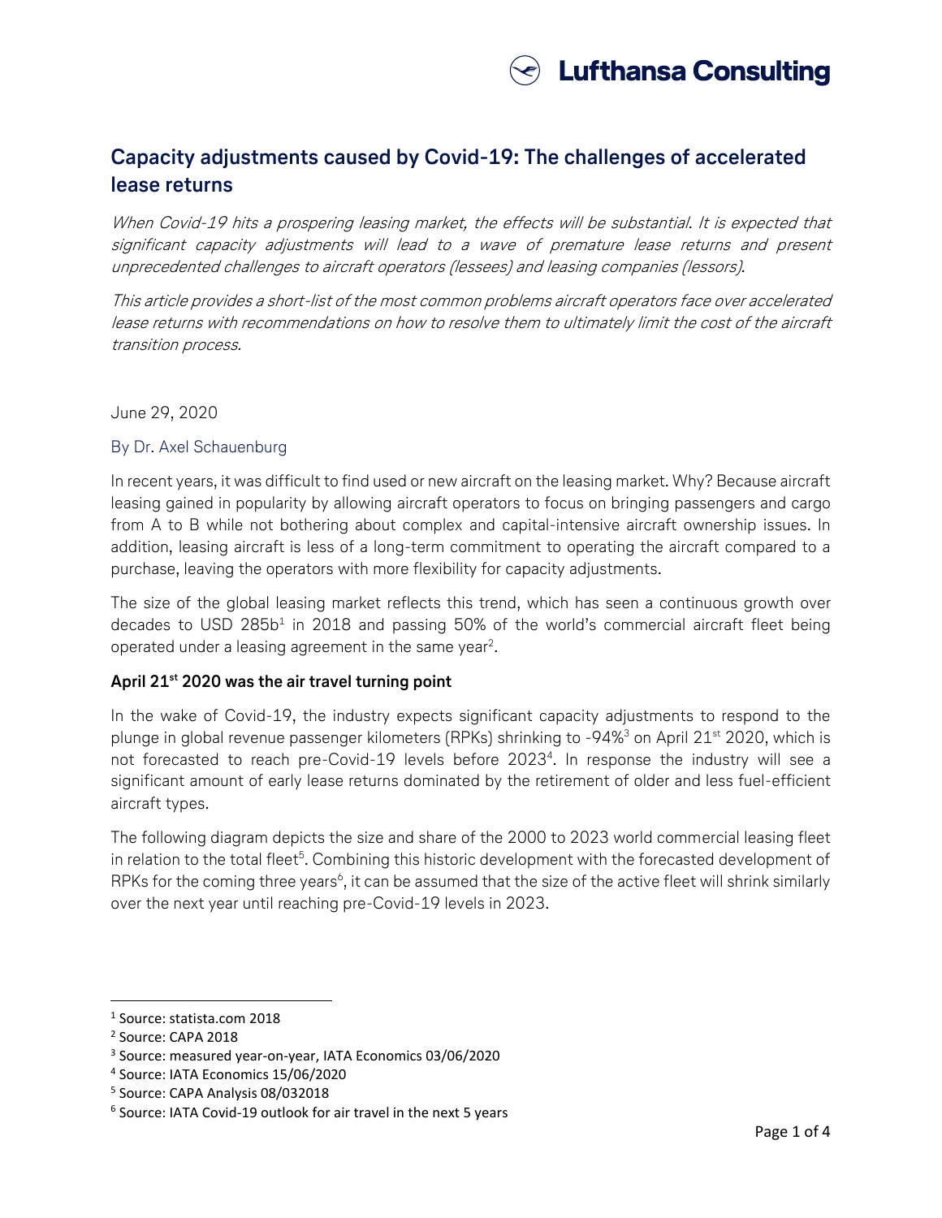# Capacity adjustments caused by Covid-19: The challenges of accelerated lease returns

*When Covid-19 hits a prospering leasing market, the effects will be substantial. It is expected that significant capacity adjustments will lead to a wave of premature lease returns and present unprecedented challenges to aircraft operators (lessees) and leasing companies (lessors).*

*This article provides a short-list of the most common problems aircraft operators face over accelerated lease returns with recommendations on how to resolve them to ultimately limit the cost of the aircraft transition process.*

June 29, 2020

By Dr. Axel Schauenburg

In recent years, it was difficult to find used or new aircraft on the leasing market. Why? Because aircraft leasing gained in popularity by allowing aircraft operators to focus on bringing passengers and cargo from A to B while not bothering about complex and capital-intensive aircraft ownership issues. In addition, leasing aircraft is less of a long-term commitment to operating the aircraft compared to a purchase, leaving the operators with more flexibility for capacity adjustments.

The size of the global leasing market reflects this trend, which has seen a continuous growth over decades to USD 285b[1] in 2018 and passing 50% of the world's commercial aircraft fleet being operated under a leasing agreement in the same year[2].

**April 21st 2020 was the air travel turning point**

In the wake of Covid-19, the industry expects significant capacity adjustments to respond to the plunge in global revenue passenger kilometers (RPKs) shrinking to -94%[3] on April 21st 2020, which is not forecasted to reach pre-Covid-19 levels before 2023[4]. In response the industry will see a significant amount of early lease returns dominated by the retirement of older and less fuel-efficient aircraft types.

The following diagram depicts the size and share of the 2000 to 2023 world commercial leasing fleet in relation to the total fleet[5]. Combining this historic development with the forecasted development of RPKs for the coming three years[6], it can be assumed that the size of the active fleet will shrink similarly over the next year until reaching pre-Covid-19 levels in 2023.

---

[1] Source: statista.com 2018

[2] Source: CAPA 2018

[3] Source: measured year-on-year, IATA Economics 03/06/2020

[4] Source: IATA Economics 15/06/2020

[5] Source: CAPA Analysis 08/032018

[6] Source: IATA Covid-19 outlook for air travel in the next 5 years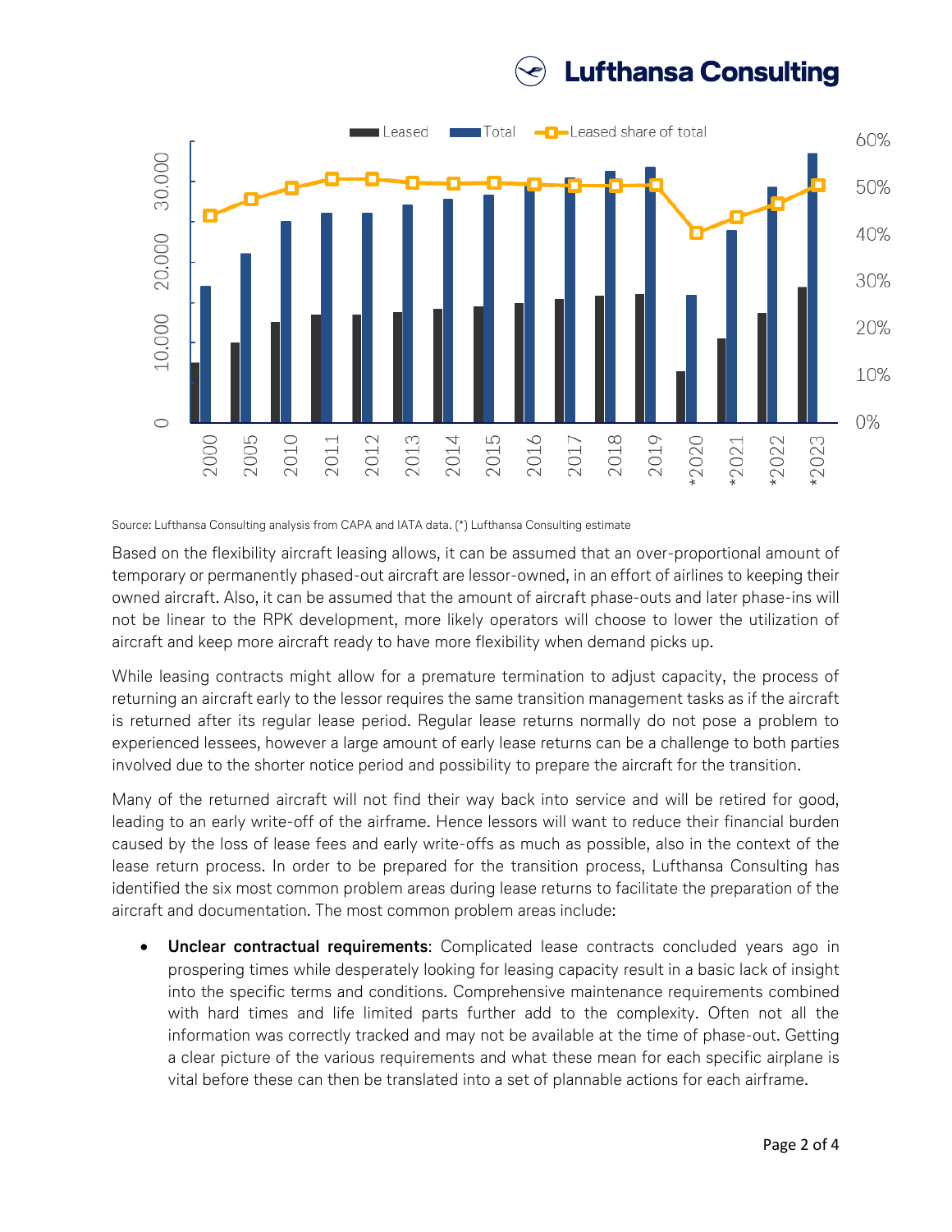Source: Lufthansa Consulting analysis from CAPA and IATA data. (*) Lufthansa Consulting estimate

Based on the flexibility aircraft leasing allows, it can be assumed that an over-proportional amount of temporary or permanently phased-out aircraft are lessor-owned, in an effort of airlines to keeping their owned aircraft. Also, it can be assumed that the amount of aircraft phase-outs and later phase-ins will not be linear to the RPK development, more likely operators will choose to lower the utilization of aircraft and keep more aircraft ready to have more flexibility when demand picks up.

While leasing contracts might allow for a premature termination to adjust capacity, the process of returning an aircraft early to the lessor requires the same transition management tasks as if the aircraft is returned after its regular lease period. Regular lease returns normally do not pose a problem to experienced lessees, however a large amount of early lease returns can be a challenge to both parties involved due to the shorter notice period and possibility to prepare the aircraft for the transition.

Many of the returned aircraft will not find their way back into service and will be retired for good, leading to an early write-off of the airframe. Hence lessors will want to reduce their financial burden caused by the loss of lease fees and early write-offs as much as possible, also in the context of the lease return process. In order to be prepared for the transition process, Lufthansa Consulting has identified the six most common problem areas during lease returns to facilitate the preparation of the aircraft and documentation. The most common problem areas include:

- **Unclear contractual requirements**: Complicated lease contracts concluded years ago in prospering times while desperately looking for leasing capacity result in a basic lack of insight into the specific terms and conditions. Comprehensive maintenance requirements combined with hard times and life limited parts further add to the complexity. Often not all the information was correctly tracked and may not be available at the time of phase-out. Getting a clear picture of the various requirements and what these mean for each specific airplane is vital before these can then be translated into a set of plannable actions for each airframe.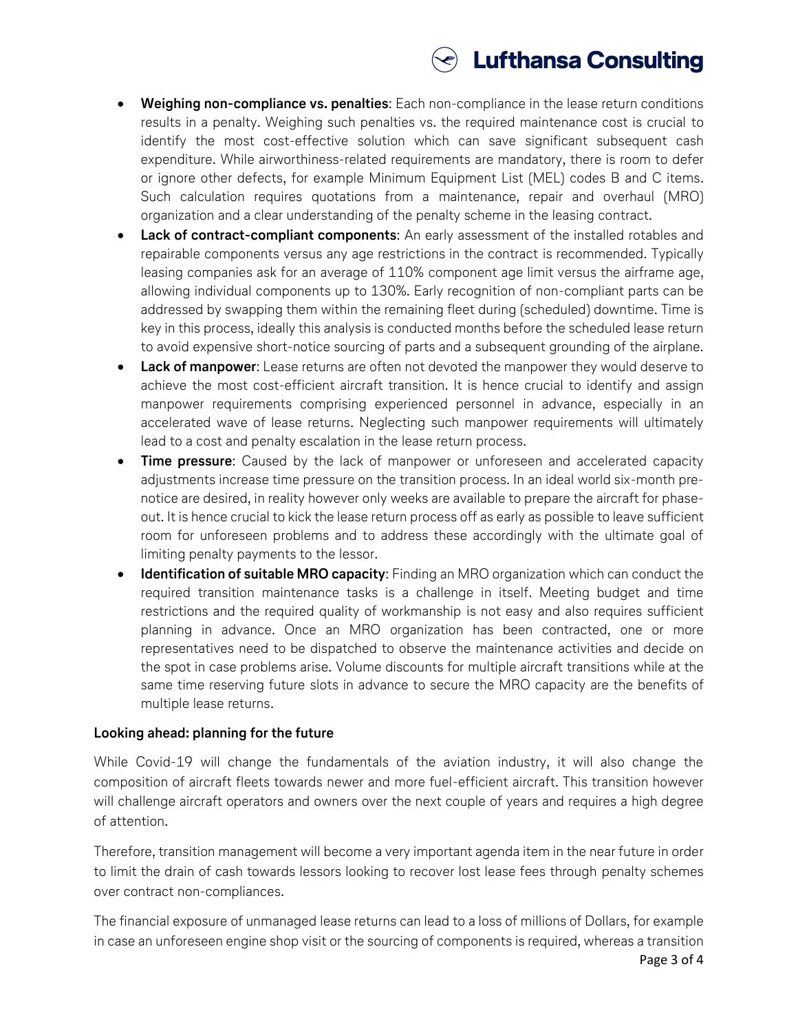- **Weighing non-compliance vs. penalties**: Each non-compliance in the lease return conditions results in a penalty. Weighing such penalties vs. the required maintenance cost is crucial to identify the most cost-effective solution which can save significant subsequent cash expenditure. While airworthiness-related requirements are mandatory, there is room to defer or ignore other defects, for example Minimum Equipment List (MEL) codes B and C items. Such calculation requires quotations from a maintenance, repair and overhaul (MRO) organization and a clear understanding of the penalty scheme in the leasing contract.
- **Lack of contract-compliant components**: An early assessment of the installed rotables and repairable components versus any age restrictions in the contract is recommended. Typically leasing companies ask for an average of 110% component age limit versus the airframe age, allowing individual components up to 130%. Early recognition of non-compliant parts can be addressed by swapping them within the remaining fleet during (scheduled) downtime. Time is key in this process, ideally this analysis is conducted months before the scheduled lease return to avoid expensive short-notice sourcing of parts and a subsequent grounding of the airplane.
- **Lack of manpower**: Lease returns are often not devoted the manpower they would deserve to achieve the most cost-efficient aircraft transition. It is hence crucial to identify and assign manpower requirements comprising experienced personnel in advance, especially in an accelerated wave of lease returns. Neglecting such manpower requirements will ultimately lead to a cost and penalty escalation in the lease return process.
- **Time pressure**: Caused by the lack of manpower or unforeseen and accelerated capacity adjustments increase time pressure on the transition process. In an ideal world six-month pre-notice are desired, in reality however only weeks are available to prepare the aircraft for phase-out. It is hence crucial to kick the lease return process off as early as possible to leave sufficient room for unforeseen problems and to address these accordingly with the ultimate goal of limiting penalty payments to the lessor.
- **Identification of suitable MRO capacity**: Finding an MRO organization which can conduct the required transition maintenance tasks is a challenge in itself. Meeting budget and time restrictions and the required quality of workmanship is not easy and also requires sufficient planning in advance. Once an MRO organization has been contracted, one or more representatives need to be dispatched to observe the maintenance activities and decide on the spot in case problems arise. Volume discounts for multiple aircraft transitions while at the same time reserving future slots in advance to secure the MRO capacity are the benefits of multiple lease returns.

**Looking ahead: planning for the future**

While Covid-19 will change the fundamentals of the aviation industry, it will also change the composition of aircraft fleets towards newer and more fuel-efficient aircraft. This transition however will challenge aircraft operators and owners over the next couple of years and requires a high degree of attention.

Therefore, transition management will become a very important agenda item in the near future in order to limit the drain of cash towards lessors looking to recover lost lease fees through penalty schemes over contract non-compliances.

The financial exposure of unmanaged lease returns can lead to a loss of millions of Dollars, for example in case an unforeseen engine shop visit or the sourcing of components is required, whereas a transition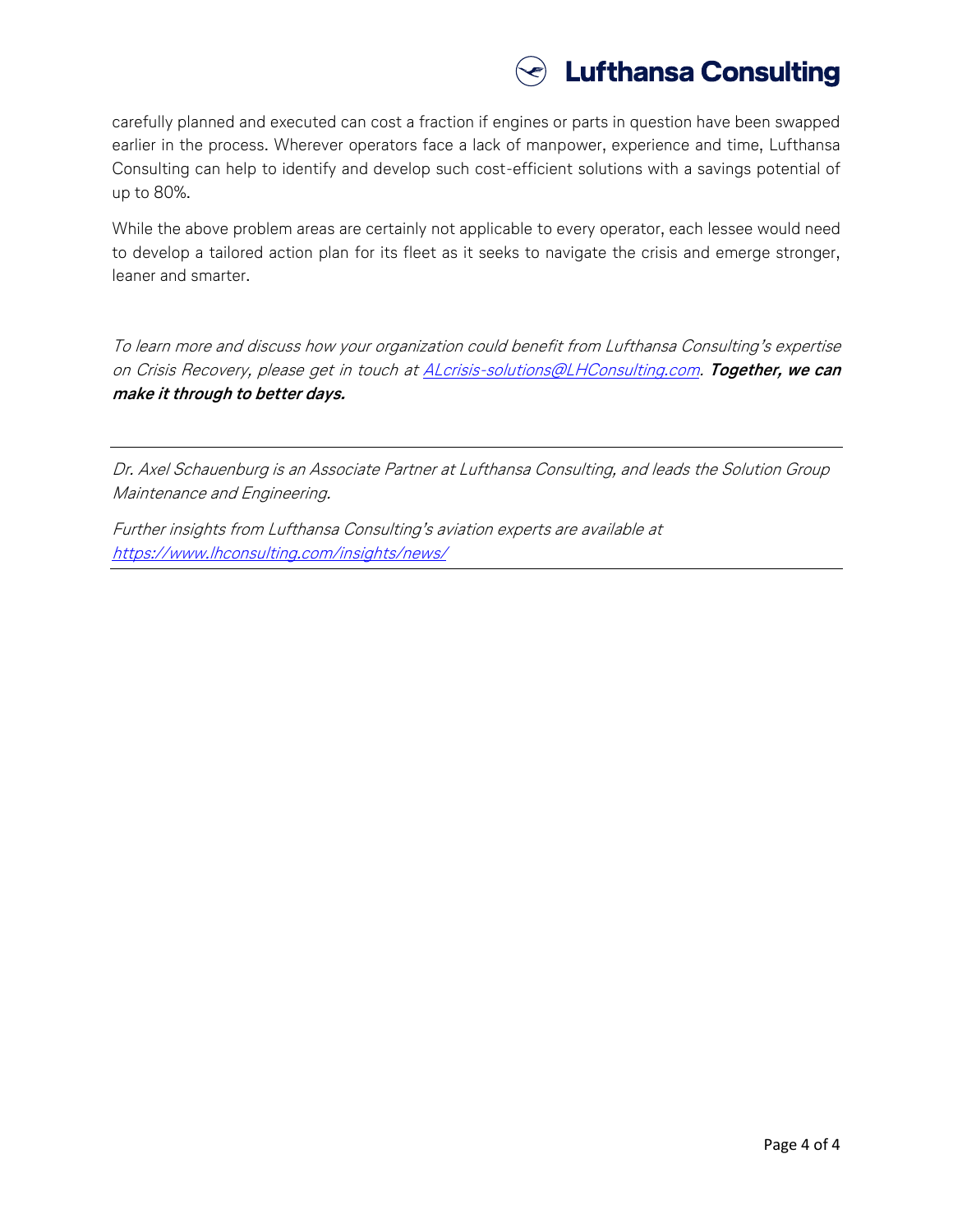carefully planned and executed can cost a fraction if engines or parts in question have been swapped earlier in the process. Wherever operators face a lack of manpower, experience and time, Lufthansa Consulting can help to identify and develop such cost-efficient solutions with a savings potential of up to 80%.

While the above problem areas are certainly not applicable to every operator, each lessee would need to develop a tailored action plan for its fleet as it seeks to navigate the crisis and emerge stronger, leaner and smarter.

*To learn more and discuss how your organization could benefit from Lufthansa Consulting's expertise on Crisis Recovery, please get in touch at [ALcrisis-solutions@LHConsulting.com](mailto:ALcrisis-solutions@LHConsulting.com).* ***Together, we can make it through to better days.***

---

*Dr. Axel Schauenburg is an Associate Partner at Lufthansa Consulting, and leads the Solution Group Maintenance and Engineering.*

*Further insights from Lufthansa Consulting's aviation experts are available at [https://www.lhconsulting.com/insights/news/](https://www.lhconsulting.com/insights/news/)*

---